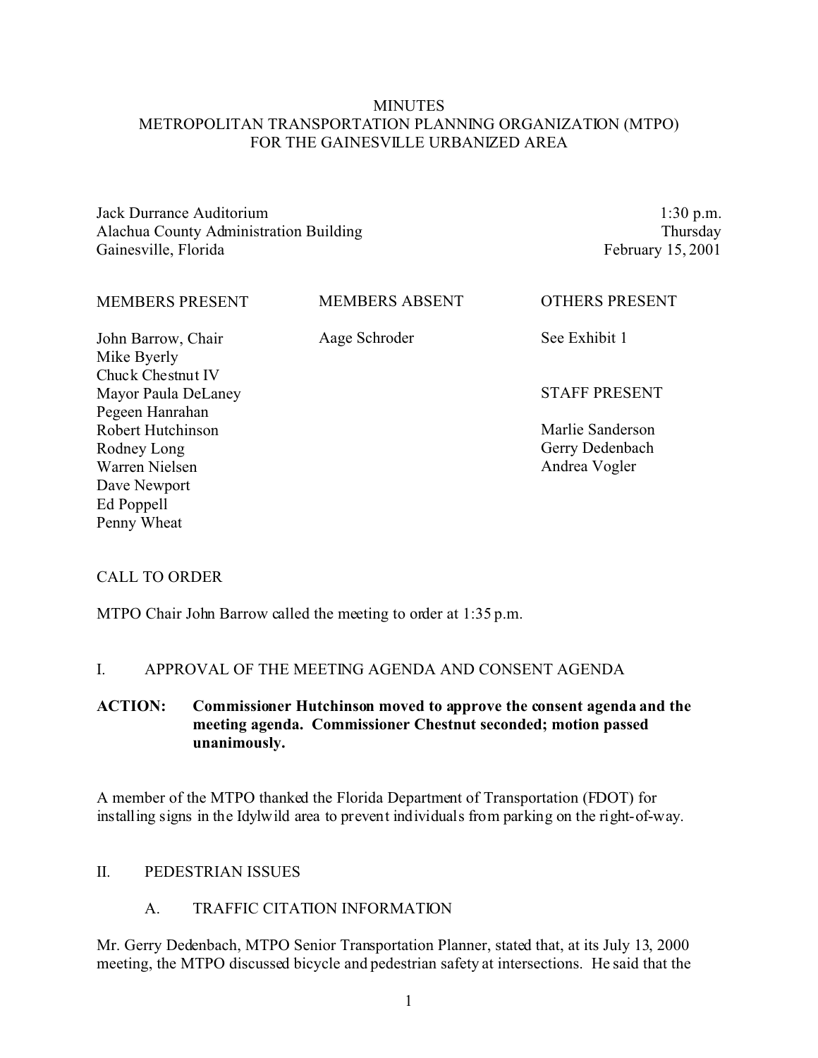# MINUTES
# METROPOLITAN TRANSPORTATION PLANNING ORGANIZATION (MTPO)
# FOR THE GAINESVILLE URBANIZED AREA

| | |
|---|---|
| Jack Durrance Auditorium | 1:30 p.m. |
| Alachua County Administration Building | Thursday |
| Gainesville, Florida | February 15, 2001 |

| MEMBERS PRESENT | MEMBERS ABSENT | OTHERS PRESENT |
|---|---|---|
| John Barrow, Chair | Aage Schroder | See Exhibit 1 |
| Mike Byerly | | |
| Chuck Chestnut IV | | |
| Mayor Paula DeLaney | | STAFF PRESENT |
| Pegeen Hanrahan | | |
| Robert Hutchinson | | Marlie Sanderson |
| Rodney Long | | Gerry Dedenbach |
| Warren Nielsen | | Andrea Vogler |
| Dave Newport | | |
| Ed Poppell | | |
| Penny Wheat | | |

## CALL TO ORDER

MTPO Chair John Barrow called the meeting to order at 1:35 p.m.

## I. APPROVAL OF THE MEETING AGENDA AND CONSENT AGENDA

**ACTION: Commissioner Hutchinson moved to approve the consent agenda and the meeting agenda. Commissioner Chestnut seconded; motion passed unanimously.**

A member of the MTPO thanked the Florida Department of Transportation (FDOT) for installing signs in the Idylwild area to prevent individuals from parking on the right-of-way.

## II. PEDESTRIAN ISSUES

### A. TRAFFIC CITATION INFORMATION

Mr. Gerry Dedenbach, MTPO Senior Transportation Planner, stated that, at its July 13, 2000 meeting, the MTPO discussed bicycle and pedestrian safety at intersections. He said that the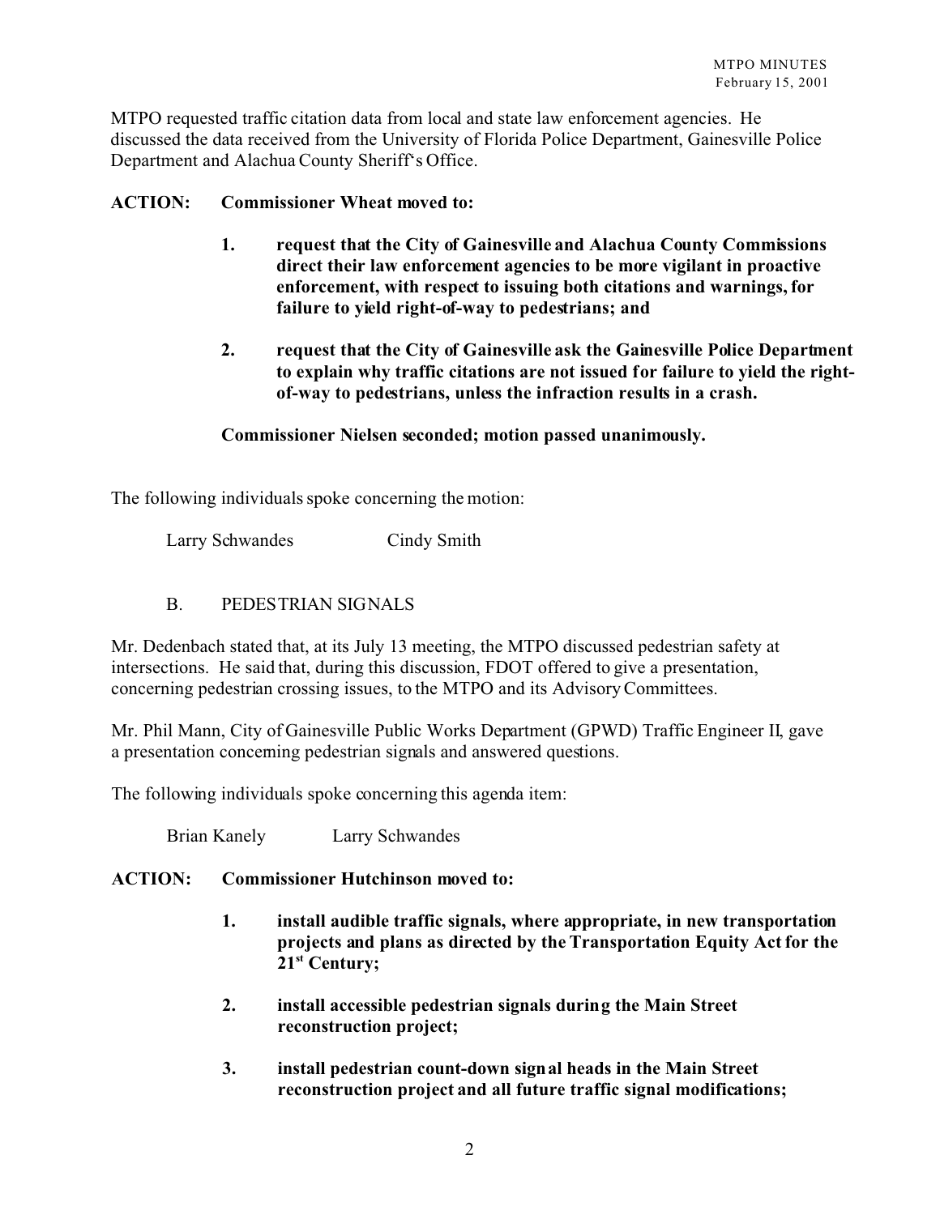MTPO requested traffic citation data from local and state law enforcement agencies. He discussed the data received from the University of Florida Police Department, Gainesville Police Department and Alachua County Sheriff's Office.

**ACTION: Commissioner Wheat moved to:**

> **1. request that the City of Gainesville and Alachua County Commissions direct their law enforcement agencies to be more vigilant in proactive enforcement, with respect to issuing both citations and warnings, for failure to yield right-of-way to pedestrians; and**
>
> **2. request that the City of Gainesville ask the Gainesville Police Department to explain why traffic citations are not issued for failure to yield the right-of-way to pedestrians, unless the infraction results in a crash.**
>
> **Commissioner Nielsen seconded; motion passed unanimously.**

The following individuals spoke concerning the motion:

Larry Schwandes    Cindy Smith

## B. PEDESTRIAN SIGNALS

Mr. Dedenbach stated that, at its July 13 meeting, the MTPO discussed pedestrian safety at intersections. He said that, during this discussion, FDOT offered to give a presentation, concerning pedestrian crossing issues, to the MTPO and its Advisory Committees.

Mr. Phil Mann, City of Gainesville Public Works Department (GPWD) Traffic Engineer II, gave a presentation concerning pedestrian signals and answered questions.

The following individuals spoke concerning this agenda item:

Brian Kanely    Larry Schwandes

**ACTION: Commissioner Hutchinson moved to:**

> **1. install audible traffic signals, where appropriate, in new transportation projects and plans as directed by the Transportation Equity Act for the 21st Century;**
>
> **2. install accessible pedestrian signals during the Main Street reconstruction project;**
>
> **3. install pedestrian count-down signal heads in the Main Street reconstruction project and all future traffic signal modifications;**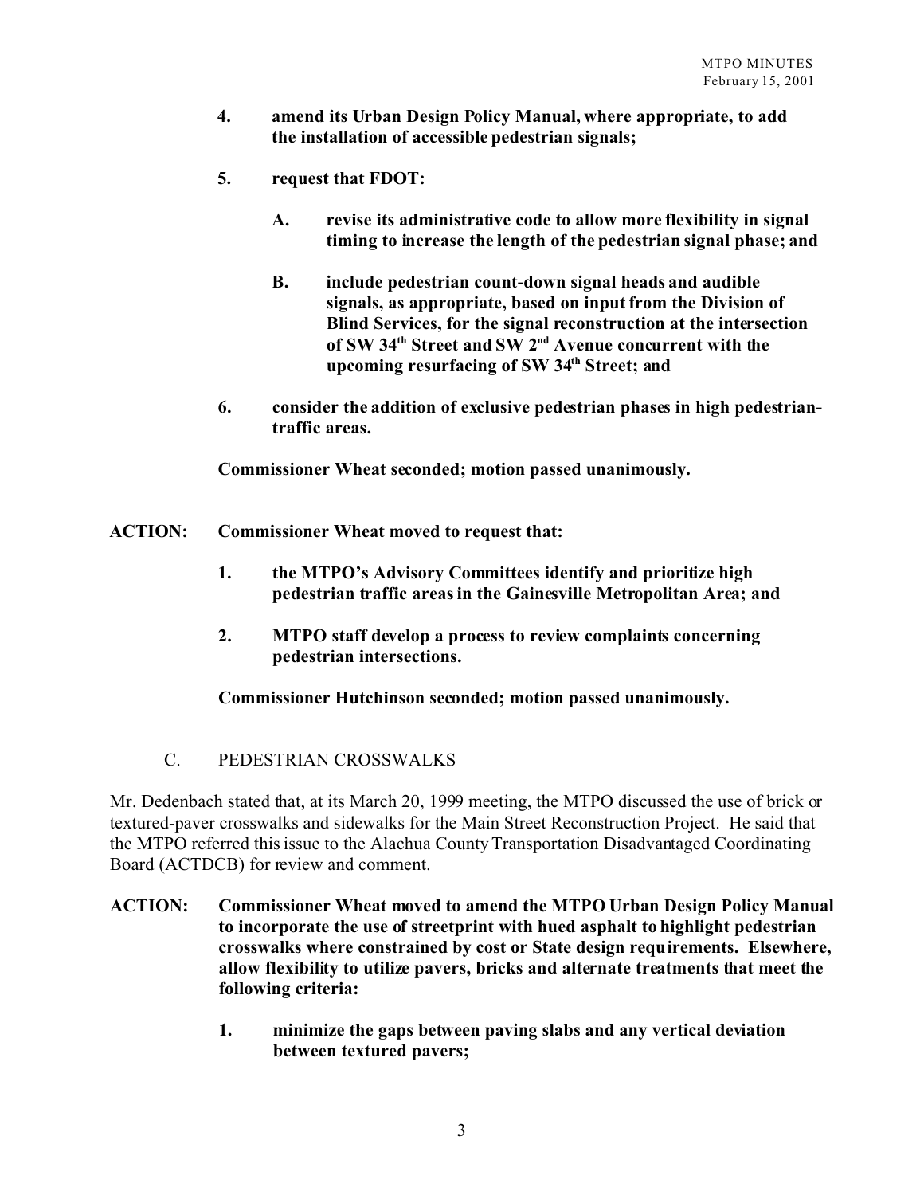4. **amend its Urban Design Policy Manual, where appropriate, to add the installation of accessible pedestrian signals;**

5. **request that FDOT:**

   A. **revise its administrative code to allow more flexibility in signal timing to increase the length of the pedestrian signal phase; and**

   B. **include pedestrian count-down signal heads and audible signals, as appropriate, based on input from the Division of Blind Services, for the signal reconstruction at the intersection of SW 34th Street and SW 2nd Avenue concurrent with the upcoming resurfacing of SW 34th Street; and**

6. **consider the addition of exclusive pedestrian phases in high pedestrian-traffic areas.**

**Commissioner Wheat seconded; motion passed unanimously.**

**ACTION: Commissioner Wheat moved to request that:**

1. **the MTPO's Advisory Committees identify and prioritize high pedestrian traffic areas in the Gainesville Metropolitan Area; and**

2. **MTPO staff develop a process to review complaints concerning pedestrian intersections.**

**Commissioner Hutchinson seconded; motion passed unanimously.**

C. PEDESTRIAN CROSSWALKS

Mr. Dedenbach stated that, at its March 20, 1999 meeting, the MTPO discussed the use of brick or textured-paver crosswalks and sidewalks for the Main Street Reconstruction Project. He said that the MTPO referred this issue to the Alachua County Transportation Disadvantaged Coordinating Board (ACTDCB) for review and comment.

**ACTION: Commissioner Wheat moved to amend the MTPO Urban Design Policy Manual to incorporate the use of streetprint with hued asphalt to highlight pedestrian crosswalks where constrained by cost or State design requirements. Elsewhere, allow flexibility to utilize pavers, bricks and alternate treatments that meet the following criteria:**

1. **minimize the gaps between paving slabs and any vertical deviation between textured pavers;**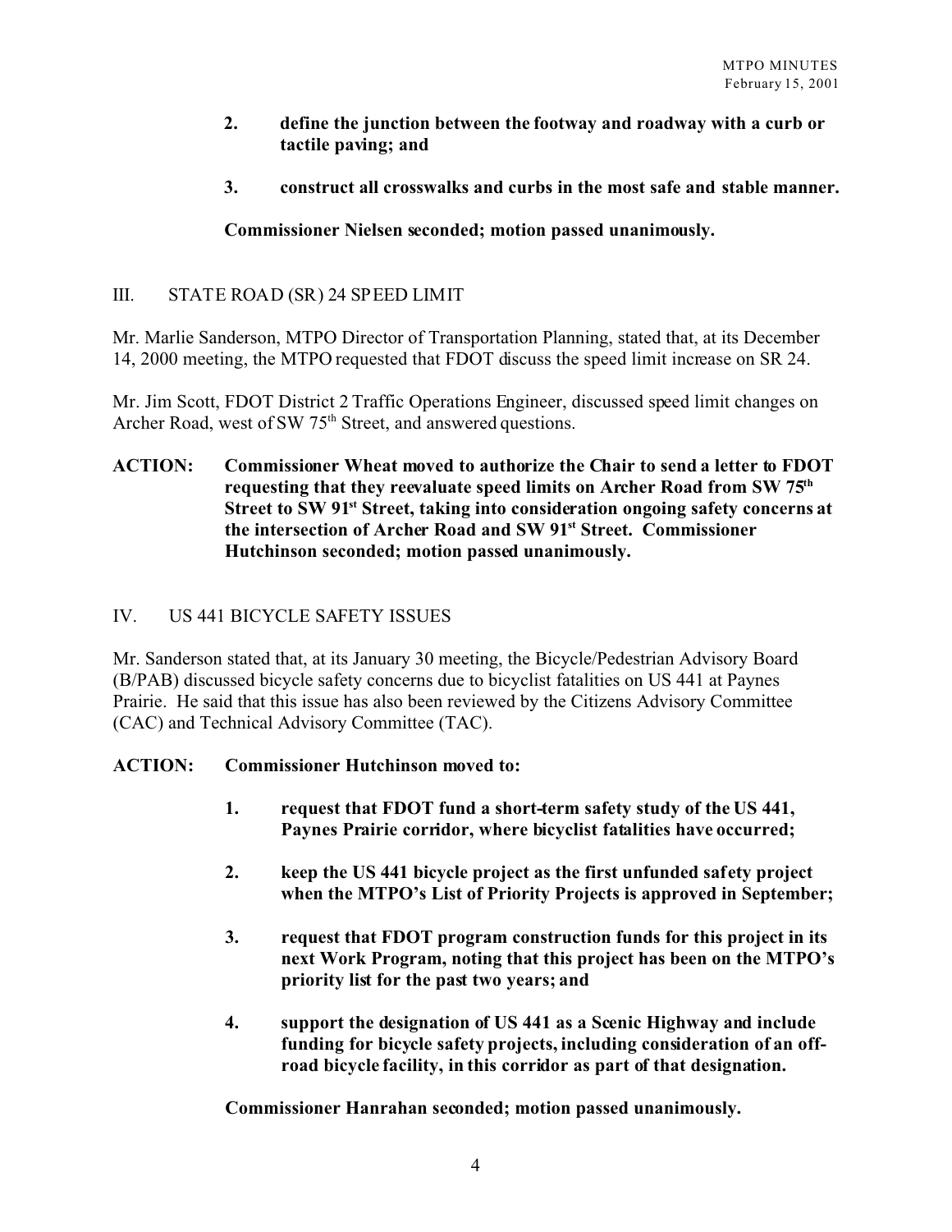2. **define the junction between the footway and roadway with a curb or tactile paving; and**

3. **construct all crosswalks and curbs in the most safe and stable manner.**

**Commissioner Nielsen seconded; motion passed unanimously.**

## III. STATE ROAD (SR) 24 SPEED LIMIT

Mr. Marlie Sanderson, MTPO Director of Transportation Planning, stated that, at its December 14, 2000 meeting, the MTPO requested that FDOT discuss the speed limit increase on SR 24.

Mr. Jim Scott, FDOT District 2 Traffic Operations Engineer, discussed speed limit changes on Archer Road, west of SW 75th Street, and answered questions.

**ACTION: Commissioner Wheat moved to authorize the Chair to send a letter to FDOT requesting that they reevaluate speed limits on Archer Road from SW 75th Street to SW 91st Street, taking into consideration ongoing safety concerns at the intersection of Archer Road and SW 91st Street. Commissioner Hutchinson seconded; motion passed unanimously.**

## IV. US 441 BICYCLE SAFETY ISSUES

Mr. Sanderson stated that, at its January 30 meeting, the Bicycle/Pedestrian Advisory Board (B/PAB) discussed bicycle safety concerns due to bicyclist fatalities on US 441 at Paynes Prairie. He said that this issue has also been reviewed by the Citizens Advisory Committee (CAC) and Technical Advisory Committee (TAC).

**ACTION: Commissioner Hutchinson moved to:**

1. **request that FDOT fund a short-term safety study of the US 441, Paynes Prairie corridor, where bicyclist fatalities have occurred;**

2. **keep the US 441 bicycle project as the first unfunded safety project when the MTPO's List of Priority Projects is approved in September;**

3. **request that FDOT program construction funds for this project in its next Work Program, noting that this project has been on the MTPO's priority list for the past two years; and**

4. **support the designation of US 441 as a Scenic Highway and include funding for bicycle safety projects, including consideration of an off-road bicycle facility, in this corridor as part of that designation.**

**Commissioner Hanrahan seconded; motion passed unanimously.**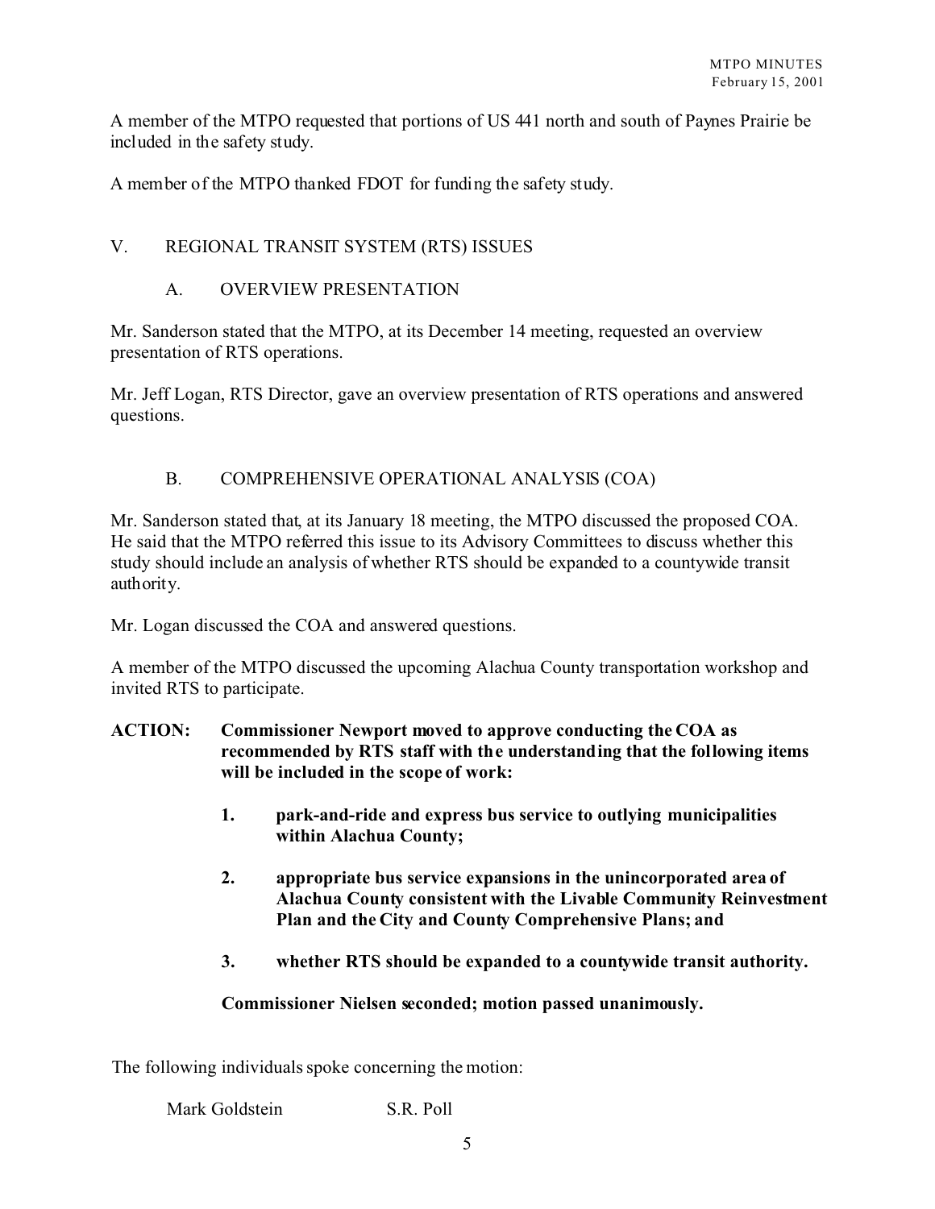A member of the MTPO requested that portions of US 441 north and south of Paynes Prairie be included in the safety study.

A member of the MTPO thanked FDOT for funding the safety study.

## V. REGIONAL TRANSIT SYSTEM (RTS) ISSUES

### A. OVERVIEW PRESENTATION

Mr. Sanderson stated that the MTPO, at its December 14 meeting, requested an overview presentation of RTS operations.

Mr. Jeff Logan, RTS Director, gave an overview presentation of RTS operations and answered questions.

### B. COMPREHENSIVE OPERATIONAL ANALYSIS (COA)

Mr. Sanderson stated that, at its January 18 meeting, the MTPO discussed the proposed COA. He said that the MTPO referred this issue to its Advisory Committees to discuss whether this study should include an analysis of whether RTS should be expanded to a countywide transit authority.

Mr. Logan discussed the COA and answered questions.

A member of the MTPO discussed the upcoming Alachua County transportation workshop and invited RTS to participate.

**ACTION: Commissioner Newport moved to approve conducting the COA as recommended by RTS staff with the understanding that the following items will be included in the scope of work:**

1. **park-and-ride and express bus service to outlying municipalities within Alachua County;**

2. **appropriate bus service expansions in the unincorporated area of Alachua County consistent with the Livable Community Reinvestment Plan and the City and County Comprehensive Plans; and**

3. **whether RTS should be expanded to a countywide transit authority.**

**Commissioner Nielsen seconded; motion passed unanimously.**

The following individuals spoke concerning the motion:

Mark Goldstein S.R. Poll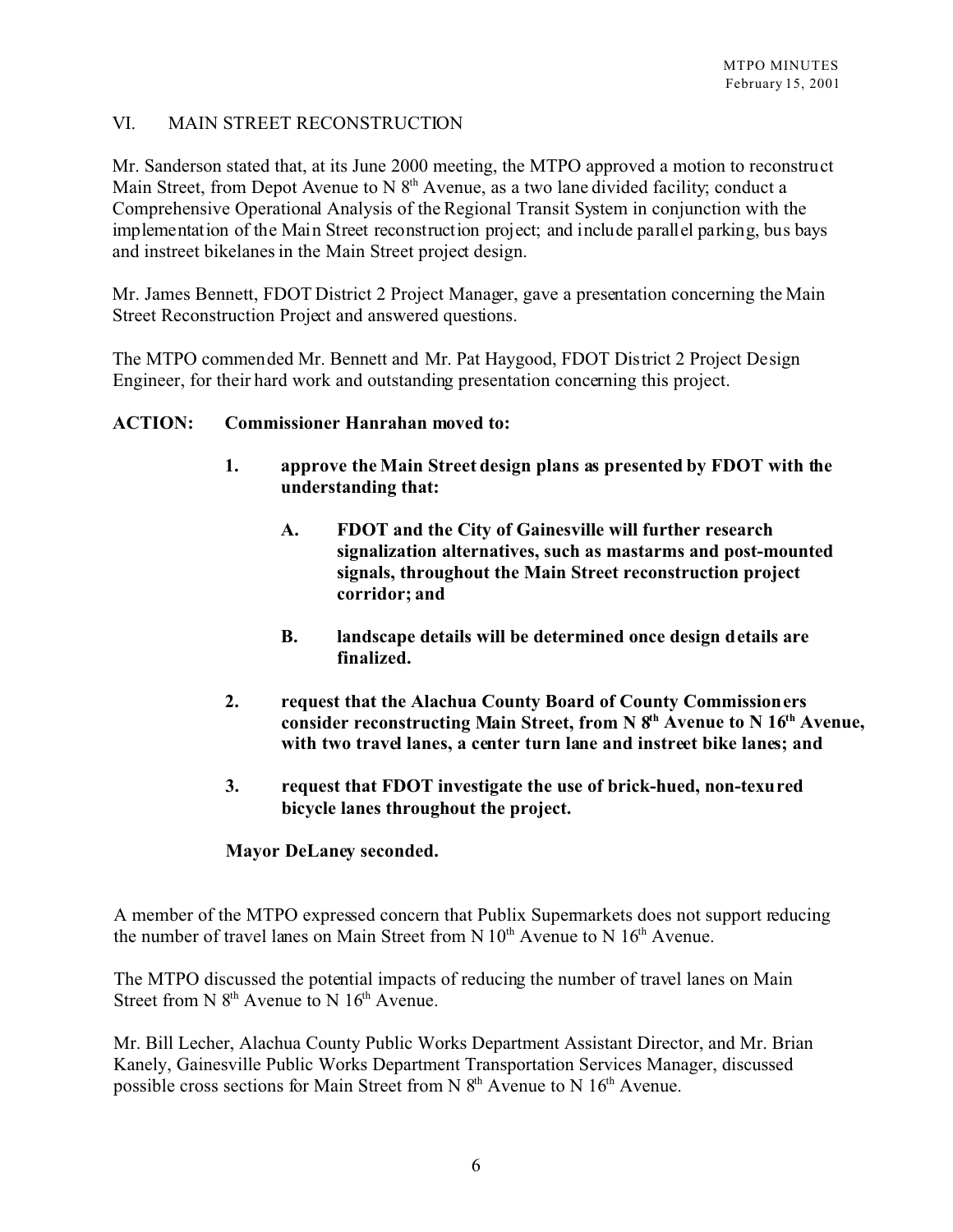## VI. MAIN STREET RECONSTRUCTION

Mr. Sanderson stated that, at its June 2000 meeting, the MTPO approved a motion to reconstruct Main Street, from Depot Avenue to N 8th Avenue, as a two lane divided facility; conduct a Comprehensive Operational Analysis of the Regional Transit System in conjunction with the implementation of the Main Street reconstruction project; and include parallel parking, bus bays and instreet bikelanes in the Main Street project design.

Mr. James Bennett, FDOT District 2 Project Manager, gave a presentation concerning the Main Street Reconstruction Project and answered questions.

The MTPO commended Mr. Bennett and Mr. Pat Haygood, FDOT District 2 Project Design Engineer, for their hard work and outstanding presentation concerning this project.

**ACTION: Commissioner Hanrahan moved to:**

1. **approve the Main Street design plans as presented by FDOT with the understanding that:**

   A. **FDOT and the City of Gainesville will further research signalization alternatives, such as mastarms and post-mounted signals, throughout the Main Street reconstruction project corridor; and**

   B. **landscape details will be determined once design details are finalized.**

2. **request that the Alachua County Board of County Commissioners consider reconstructing Main Street, from N 8th Avenue to N 16th Avenue, with two travel lanes, a center turn lane and instreet bike lanes; and**

3. **request that FDOT investigate the use of brick-hued, non-texured bicycle lanes throughout the project.**

**Mayor DeLaney seconded.**

A member of the MTPO expressed concern that Publix Supermarkets does not support reducing the number of travel lanes on Main Street from N 10th Avenue to N 16th Avenue.

The MTPO discussed the potential impacts of reducing the number of travel lanes on Main Street from N 8th Avenue to N 16th Avenue.

Mr. Bill Lecher, Alachua County Public Works Department Assistant Director, and Mr. Brian Kanely, Gainesville Public Works Department Transportation Services Manager, discussed possible cross sections for Main Street from N 8th Avenue to N 16th Avenue.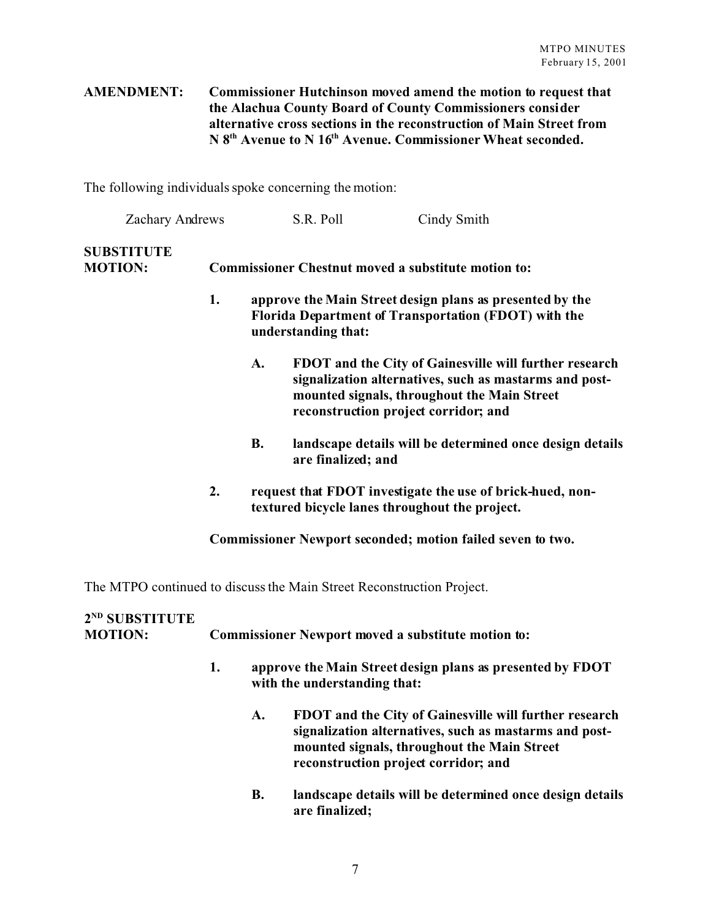**AMENDMENT:** **Commissioner Hutchinson moved amend the motion to request that the Alachua County Board of County Commissioners consider alternative cross sections in the reconstruction of Main Street from N 8th Avenue to N 16th Avenue. Commissioner Wheat seconded.**

The following individuals spoke concerning the motion:

Zachary Andrews        S.R. Poll        Cindy Smith

**SUBSTITUTE MOTION:** **Commissioner Chestnut moved a substitute motion to:**

1. **approve the Main Street design plans as presented by the Florida Department of Transportation (FDOT) with the understanding that:**
   - A. **FDOT and the City of Gainesville will further research signalization alternatives, such as mastarms and post-mounted signals, throughout the Main Street reconstruction project corridor; and**
   - B. **landscape details will be determined once design details are finalized; and**
2. **request that FDOT investigate the use of brick-hued, non-textured bicycle lanes throughout the project.**

**Commissioner Newport seconded; motion failed seven to two.**

The MTPO continued to discuss the Main Street Reconstruction Project.

**2ND SUBSTITUTE MOTION:** **Commissioner Newport moved a substitute motion to:**

1. **approve the Main Street design plans as presented by FDOT with the understanding that:**
   - A. **FDOT and the City of Gainesville will further research signalization alternatives, such as mastarms and post-mounted signals, throughout the Main Street reconstruction project corridor; and**
   - B. **landscape details will be determined once design details are finalized;**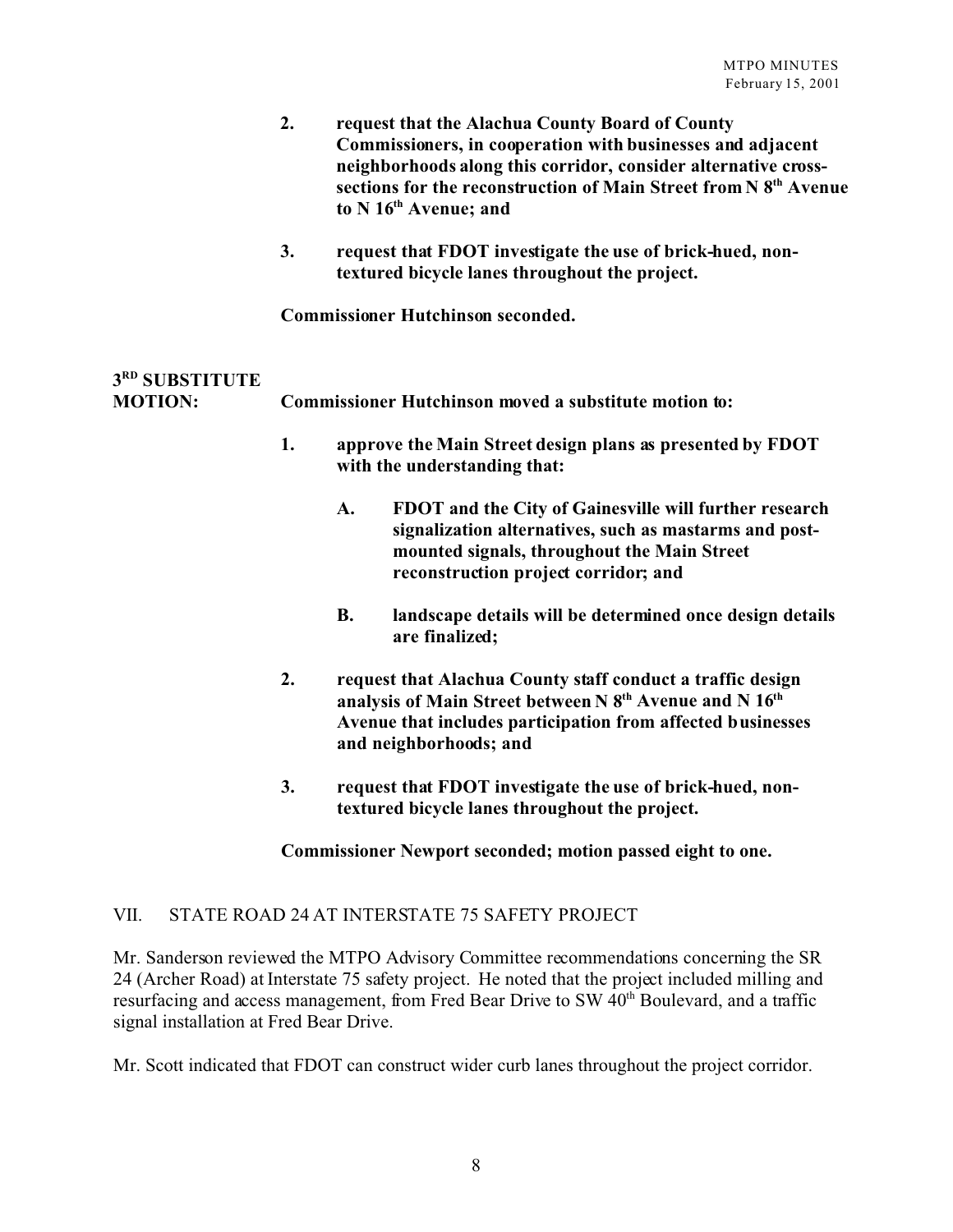2. **request that the Alachua County Board of County Commissioners, in cooperation with businesses and adjacent neighborhoods along this corridor, consider alternative cross-sections for the reconstruction of Main Street from N 8th Avenue to N 16th Avenue; and**

3. **request that FDOT investigate the use of brick-hued, non-textured bicycle lanes throughout the project.**

**Commissioner Hutchinson seconded.**

**3RD SUBSTITUTE MOTION:** **Commissioner Hutchinson moved a substitute motion to:**

1. **approve the Main Street design plans as presented by FDOT with the understanding that:**

   A. **FDOT and the City of Gainesville will further research signalization alternatives, such as mastarms and post-mounted signals, throughout the Main Street reconstruction project corridor; and**

   B. **landscape details will be determined once design details are finalized;**

2. **request that Alachua County staff conduct a traffic design analysis of Main Street between N 8th Avenue and N 16th Avenue that includes participation from affected businesses and neighborhoods; and**

3. **request that FDOT investigate the use of brick-hued, non-textured bicycle lanes throughout the project.**

**Commissioner Newport seconded; motion passed eight to one.**

## VII. STATE ROAD 24 AT INTERSTATE 75 SAFETY PROJECT

Mr. Sanderson reviewed the MTPO Advisory Committee recommendations concerning the SR 24 (Archer Road) at Interstate 75 safety project. He noted that the project included milling and resurfacing and access management, from Fred Bear Drive to SW 40th Boulevard, and a traffic signal installation at Fred Bear Drive.

Mr. Scott indicated that FDOT can construct wider curb lanes throughout the project corridor.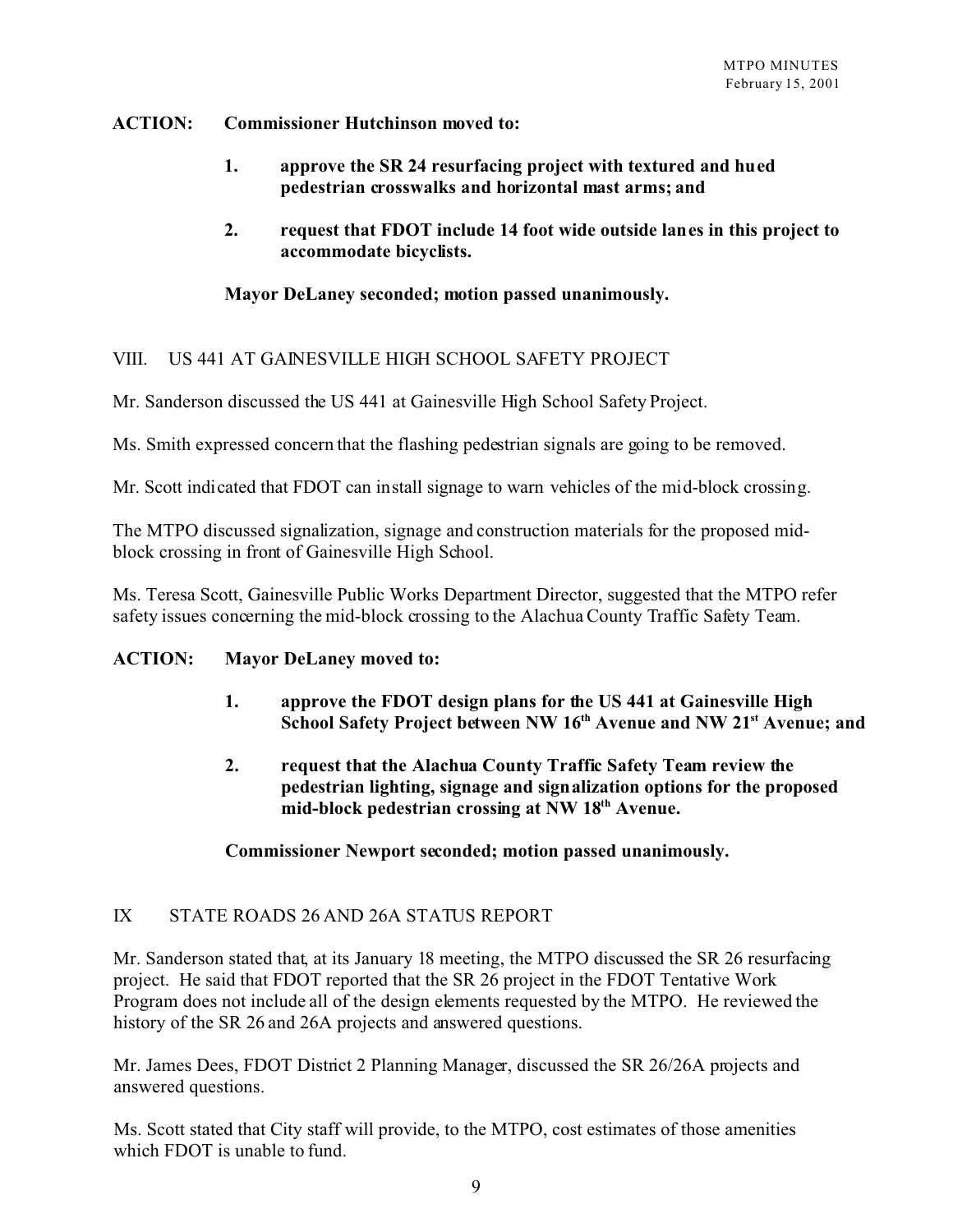**ACTION: Commissioner Hutchinson moved to:**

> **1. approve the SR 24 resurfacing project with textured and hued pedestrian crosswalks and horizontal mast arms; and**
>
> **2. request that FDOT include 14 foot wide outside lanes in this project to accommodate bicyclists.**
>
> **Mayor DeLaney seconded; motion passed unanimously.**

## VIII. US 441 AT GAINESVILLE HIGH SCHOOL SAFETY PROJECT

Mr. Sanderson discussed the US 441 at Gainesville High School Safety Project.

Ms. Smith expressed concern that the flashing pedestrian signals are going to be removed.

Mr. Scott indicated that FDOT can install signage to warn vehicles of the mid-block crossing.

The MTPO discussed signalization, signage and construction materials for the proposed mid-block crossing in front of Gainesville High School.

Ms. Teresa Scott, Gainesville Public Works Department Director, suggested that the MTPO refer safety issues concerning the mid-block crossing to the Alachua County Traffic Safety Team.

**ACTION: Mayor DeLaney moved to:**

> **1. approve the FDOT design plans for the US 441 at Gainesville High School Safety Project between NW 16th Avenue and NW 21st Avenue; and**
>
> **2. request that the Alachua County Traffic Safety Team review the pedestrian lighting, signage and signalization options for the proposed mid-block pedestrian crossing at NW 18th Avenue.**
>
> **Commissioner Newport seconded; motion passed unanimously.**

## IX STATE ROADS 26 AND 26A STATUS REPORT

Mr. Sanderson stated that, at its January 18 meeting, the MTPO discussed the SR 26 resurfacing project. He said that FDOT reported that the SR 26 project in the FDOT Tentative Work Program does not include all of the design elements requested by the MTPO. He reviewed the history of the SR 26 and 26A projects and answered questions.

Mr. James Dees, FDOT District 2 Planning Manager, discussed the SR 26/26A projects and answered questions.

Ms. Scott stated that City staff will provide, to the MTPO, cost estimates of those amenities which FDOT is unable to fund.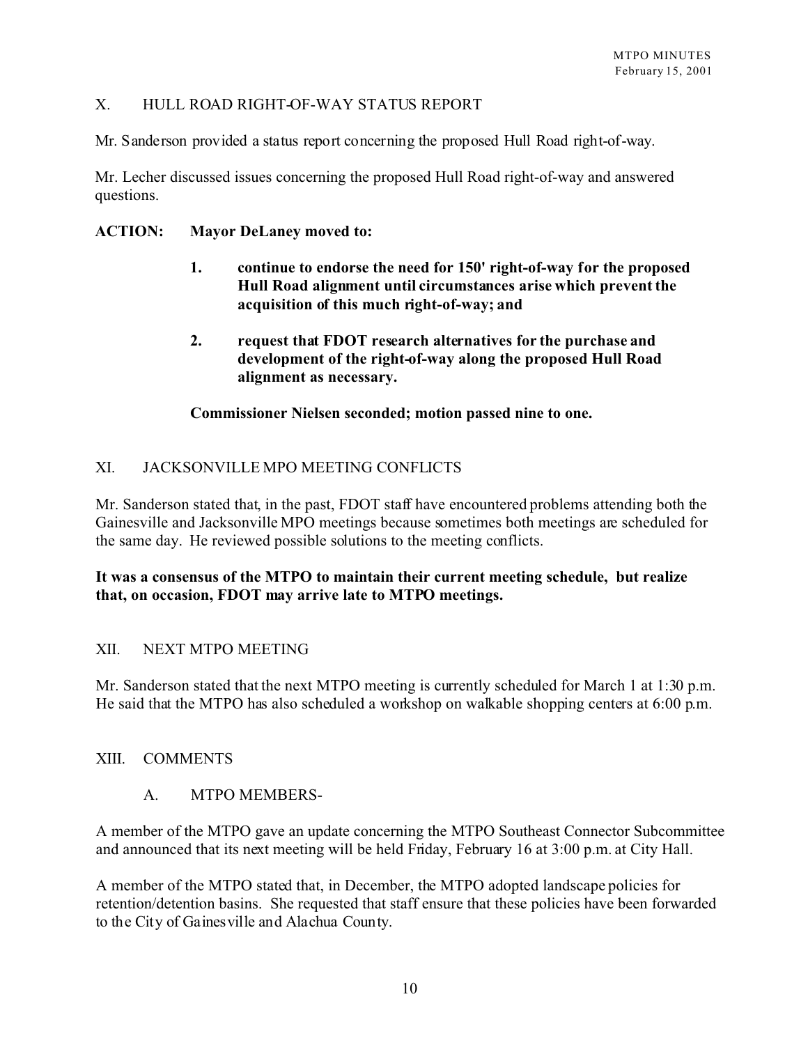## X. HULL ROAD RIGHT-OF-WAY STATUS REPORT

Mr. Sanderson provided a status report concerning the proposed Hull Road right-of-way.

Mr. Lecher discussed issues concerning the proposed Hull Road right-of-way and answered questions.

**ACTION: Mayor DeLaney moved to:**

1. **continue to endorse the need for 150' right-of-way for the proposed Hull Road alignment until circumstances arise which prevent the acquisition of this much right-of-way; and**

2. **request that FDOT research alternatives for the purchase and development of the right-of-way along the proposed Hull Road alignment as necessary.**

**Commissioner Nielsen seconded; motion passed nine to one.**

## XI. JACKSONVILLE MPO MEETING CONFLICTS

Mr. Sanderson stated that, in the past, FDOT staff have encountered problems attending both the Gainesville and Jacksonville MPO meetings because sometimes both meetings are scheduled for the same day. He reviewed possible solutions to the meeting conflicts.

**It was a consensus of the MTPO to maintain their current meeting schedule, but realize that, on occasion, FDOT may arrive late to MTPO meetings.**

## XII. NEXT MTPO MEETING

Mr. Sanderson stated that the next MTPO meeting is currently scheduled for March 1 at 1:30 p.m. He said that the MTPO has also scheduled a workshop on walkable shopping centers at 6:00 p.m.

## XIII. COMMENTS

### A. MTPO MEMBERS-

A member of the MTPO gave an update concerning the MTPO Southeast Connector Subcommittee and announced that its next meeting will be held Friday, February 16 at 3:00 p.m. at City Hall.

A member of the MTPO stated that, in December, the MTPO adopted landscape policies for retention/detention basins. She requested that staff ensure that these policies have been forwarded to the City of Gainesville and Alachua County.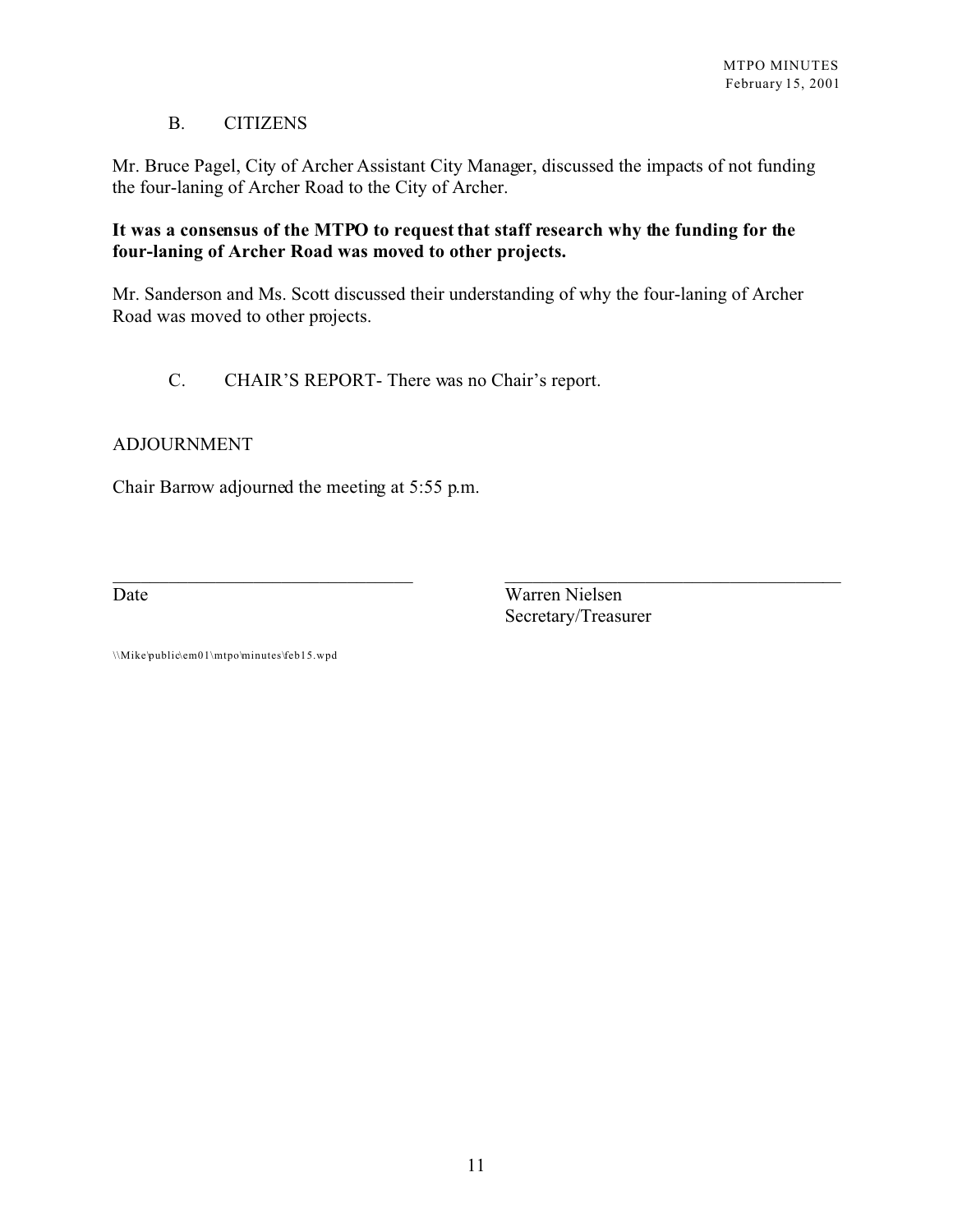## B. CITIZENS

Mr. Bruce Pagel, City of Archer Assistant City Manager, discussed the impacts of not funding the four-laning of Archer Road to the City of Archer.

**It was a consensus of the MTPO to request that staff research why the funding for the four-laning of Archer Road was moved to other projects.**

Mr. Sanderson and Ms. Scott discussed their understanding of why the four-laning of Archer Road was moved to other projects.

## C. CHAIR'S REPORT- There was no Chair's report.

## ADJOURNMENT

Chair Barrow adjourned the meeting at 5:55 p.m.

_________________________________ &nbsp;&nbsp;&nbsp;&nbsp; _____________________________________

Date &nbsp;&nbsp;&nbsp;&nbsp; Warren Nielsen
Secretary/Treasurer

\\Mike\public\em01\mtpo\minutes\feb15.wpd